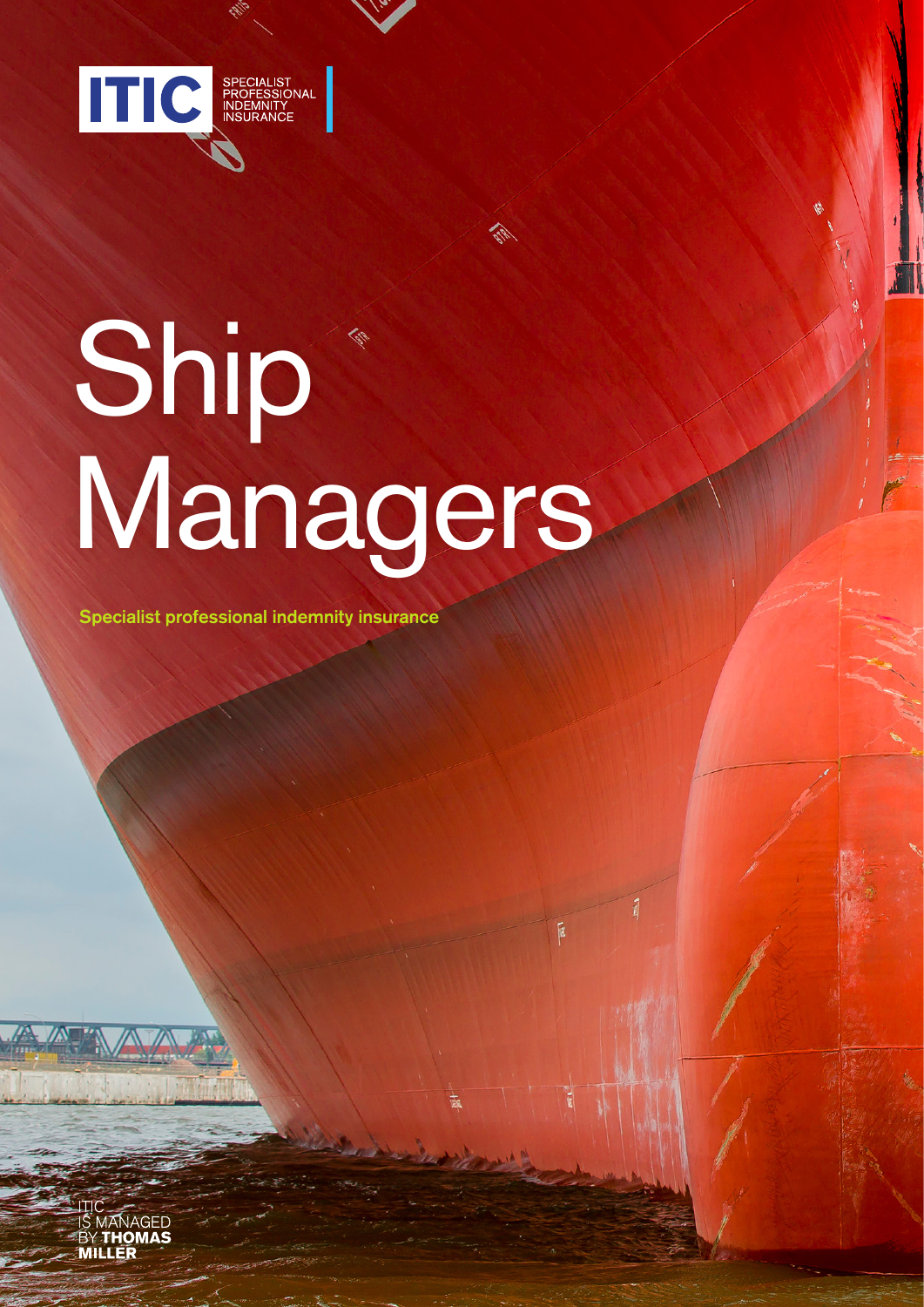ITIC

SPECIALIST PROFESSIONAL INDEMNITY INSURANCE

# Ship Managers

**Specialist professional indemnity insurance**

ITIC IS MANAGED BY **THOMAS MILLER**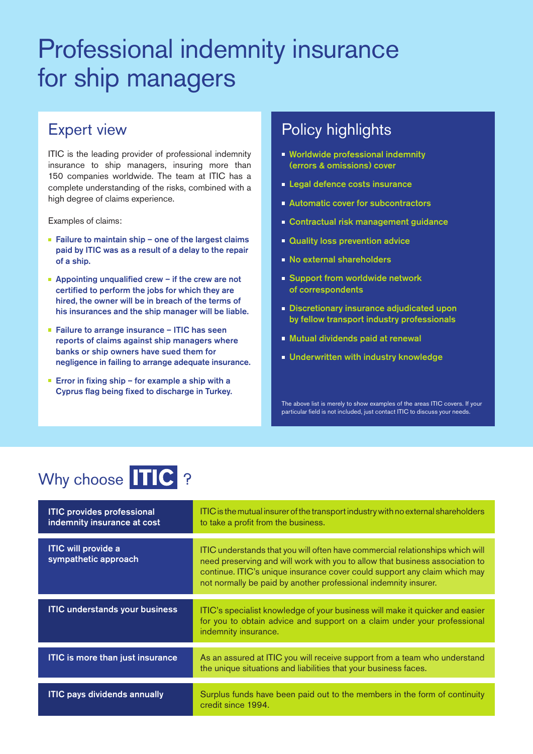# Professional indemnity insurance for ship managers

## Expert view

ITIC is the leading provider of professional indemnity insurance to ship managers, insuring more than 150 companies worldwide. The team at ITIC has a complete understanding of the risks, combined with a high degree of claims experience.

Examples of claims:

- **Failure to maintain ship – one of the largest claims paid by ITIC was as a result of a delay to the repair of a ship.**
- **Appointing unqualified crew – if the crew are not certified to perform the jobs for which they are hired, the owner will be in breach of the terms of his insurances and the ship manager will be liable.**
- **Failure to arrange insurance – ITIC has seen reports of claims against ship managers where banks or ship owners have sued them for negligence in failing to arrange adequate insurance.**
- **Error in fixing ship – for example a ship with a Cyprus flag being fixed to discharge in Turkey.**

## Policy highlights

- **Worldwide professional indemnity (errors & omissions) cover**
- **Legal defence costs insurance**
- **Automatic cover for subcontractors**
- **Contractual risk management guidance**
- **Quality loss prevention advice**
- **No external shareholders**
- **Support from worldwide network of correspondents**
- **Discretionary insurance adjudicated upon by fellow transport industry professionals**
- **Mutual dividends paid at renewal**
- **Underwritten with industry knowledge**

The above list is merely to show examples of the areas ITIC covers. If your particular field is not included, just contact ITIC to discuss your needs.

## Why choose ITIC ?

| | |
|---|---|
| **ITIC provides professional indemnity insurance at cost** | ITIC is the mutual insurer of the transport industry with no external shareholders to take a profit from the business. |
| **ITIC will provide a sympathetic approach** | ITIC understands that you will often have commercial relationships which will need preserving and will work with you to allow that business association to continue. ITIC's unique insurance cover could support any claim which may not normally be paid by another professional indemnity insurer. |
| **ITIC understands your business** | ITIC's specialist knowledge of your business will make it quicker and easier for you to obtain advice and support on a claim under your professional indemnity insurance. |
| **ITIC is more than just insurance** | As an assured at ITIC you will receive support from a team who understand the unique situations and liabilities that your business faces. |
| **ITIC pays dividends annually** | Surplus funds have been paid out to the members in the form of continuity credit since 1994. |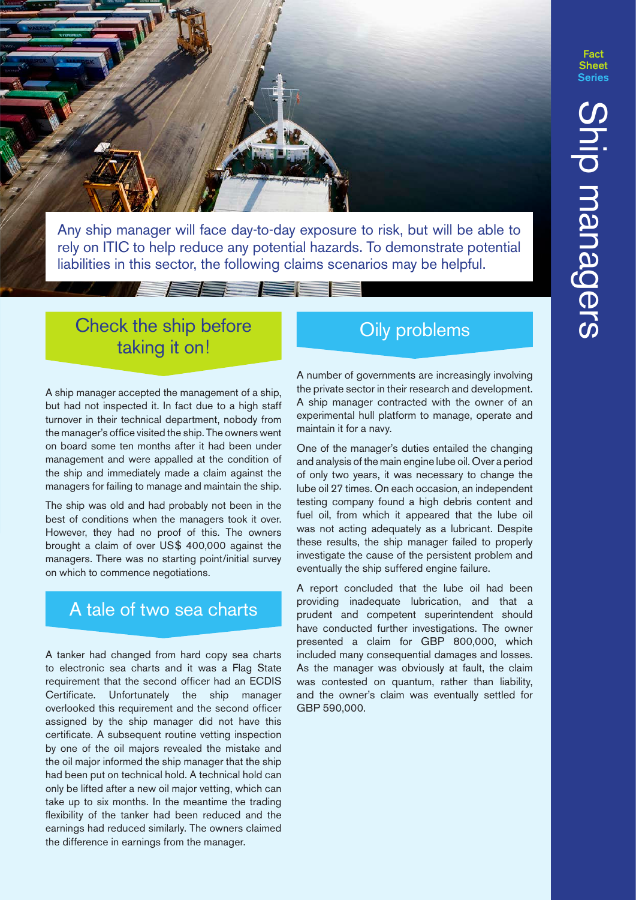Any ship manager will face day-to-day exposure to risk, but will be able to rely on ITIC to help reduce any potential hazards. To demonstrate potential liabilities in this sector, the following claims scenarios may be helpful.

## Check the ship before taking it on!

A ship manager accepted the management of a ship, but had not inspected it. In fact due to a high staff turnover in their technical department, nobody from the manager's office visited the ship. The owners went on board some ten months after it had been under management and were appalled at the condition of the ship and immediately made a claim against the managers for failing to manage and maintain the ship.

The ship was old and had probably not been in the best of conditions when the managers took it over. However, they had no proof of this. The owners brought a claim of over US$ 400,000 against the managers. There was no starting point/initial survey on which to commence negotiations.

## A tale of two sea charts

A tanker had changed from hard copy sea charts to electronic sea charts and it was a Flag State requirement that the second officer had an ECDIS Certificate. Unfortunately the ship manager overlooked this requirement and the second officer assigned by the ship manager did not have this certificate. A subsequent routine vetting inspection by one of the oil majors revealed the mistake and the oil major informed the ship manager that the ship had been put on technical hold. A technical hold can only be lifted after a new oil major vetting, which can take up to six months. In the meantime the trading flexibility of the tanker had been reduced and the earnings had reduced similarly. The owners claimed the difference in earnings from the manager.

## Oily problems

A number of governments are increasingly involving the private sector in their research and development. A ship manager contracted with the owner of an experimental hull platform to manage, operate and maintain it for a navy.

One of the manager's duties entailed the changing and analysis of the main engine lube oil. Over a period of only two years, it was necessary to change the lube oil 27 times. On each occasion, an independent testing company found a high debris content and fuel oil, from which it appeared that the lube oil was not acting adequately as a lubricant. Despite these results, the ship manager failed to properly investigate the cause of the persistent problem and eventually the ship suffered engine failure.

A report concluded that the lube oil had been providing inadequate lubrication, and that a prudent and competent superintendent should have conducted further investigations. The owner presented a claim for GBP 800,000, which included many consequential damages and losses. As the manager was obviously at fault, the claim was contested on quantum, rather than liability, and the owner's claim was eventually settled for GBP 590,000.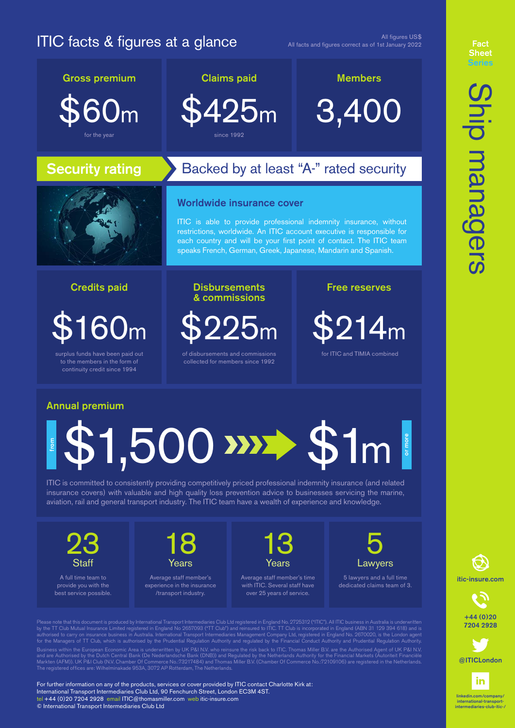# ITIC facts & figures at a glance

All figures US$
All facts and figures correct as of 1st January 2022

Fact Sheet Series

## Ship managers

### Gross premium

**$60m**

for the year

### Claims paid

**$425m**

since 1992

### Members

**3,400**

### Security rating

Backed by at least "A-" rated security

### Worldwide insurance cover

ITIC is able to provide professional indemnity insurance, without restrictions, worldwide. An ITIC account executive is responsible for each country and will be your first point of contact. The ITIC team speaks French, German, Greek, Japanese, Mandarin and Spanish.

### Credits paid

**$160m**

surplus funds have been paid out to the members in the form of continuity credit since 1994

### Disbursements & commissions

**$225m**

of disbursements and commissions collected for members since 1992

### Free reserves

**$214m**

for ITIC and TIMIA combined

### Annual premium

from **$1,500** → **$1m** or more

ITIC is committed to consistently providing competitively priced professional indemnity insurance (and related insurance covers) with valuable and high quality loss prevention advice to businesses servicing the marine, aviation, rail and general transport industry. The ITIC team have a wealth of experience and knowledge.

**23**
Staff
A full time team to provide you with the best service possible.

**18**
Years
Average staff member's experience in the insurance /transport industry.

**13**
Years
Average staff member's time with ITIC. Several staff have over 25 years of service.

**5**
Lawyers
5 lawyers and a full time dedicated claims team of 3.

Please note that this document is produced by International Transport Intermediaries Club Ltd registered in England No. 2725312 ("ITIC"). All ITIC business in Australia is underwritten by the TT Club Mutual Insurance Limited registered in England No 2657093 ("TT Club") and reinsured to ITIC. TT Club is incorporated in England (ABN 31 129 394 618) and is authorised to carry on insurance business in Australia. International Transport Intermediaries Management Company Ltd, registered in England No. 2670020, is the London agent for the Managers of TT Club, which is authorised by the Prudential Regulation Authority and regulated by the Financial Conduct Authority and Prudential Regulation Authority.

Business within the European Economic Area is underwritten by UK P&I N.V. who reinsure the risk back to ITIC. Thomas Miller B.V. are the Authorised Agent of UK P&I N.V. and are Authorised by the Dutch Central Bank (De Nederlandsche Bank (DNB)) and Regulated by the Netherlands Authority for the Financial Markets (Autoriteit Financiële Markten (AFM)). UK P&I Club (N.V. Chamber Of Commerce No.:73217484) and Thomas Miller B.V. (Chamber Of Commerce No.:72109106) are registered in the Netherlands. The registered offices are: Wilhelminakade 953A, 3072 AP Rotterdam, The Netherlands.

For further information on any of the products, services or cover provided by ITIC contact Charlotte Kirk at:
International Transport Intermediaries Club Ltd, 90 Fenchurch Street, London EC3M 4ST.
tel +44 (0)20 7204 2928 email ITIC@thomasmiller.com web itic-insure.com
© International Transport Intermediaries Club Ltd

itic-insure.com

+44 (0)20 7204 2928

@ITICLondon

linkedin.com/company/international-transport-intermediaries-club-itic-/